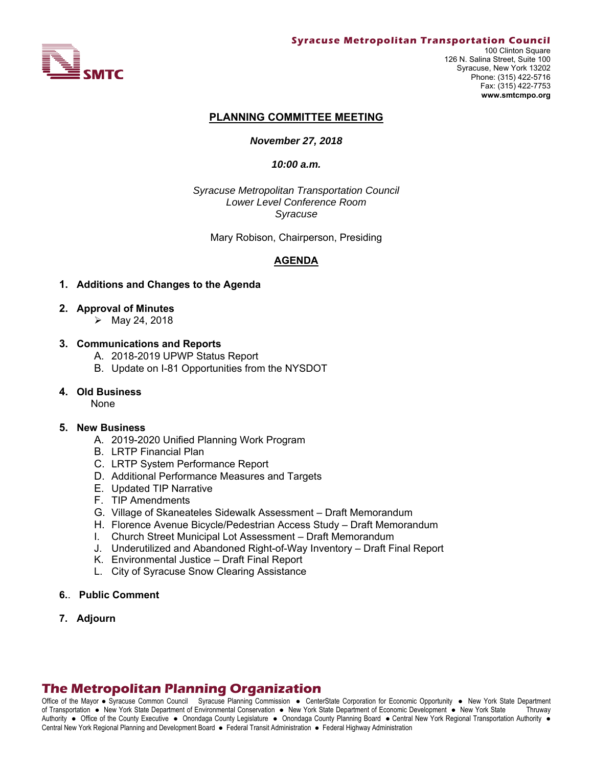**Syracuse Metropolitan Transportation Council**

SMTC

100 Clinton Square
126 N. Salina Street, Suite 100
Syracuse, New York 13202
Phone: (315) 422-5716
Fax: (315) 422-7753
**www.smtcmpo.org**

# PLANNING COMMITTEE MEETING

***November 27, 2018***

***10:00 a.m.***

*Syracuse Metropolitan Transportation Council*
*Lower Level Conference Room*
*Syracuse*

Mary Robison, Chairperson, Presiding

## AGENDA

1. **Additions and Changes to the Agenda**

2. **Approval of Minutes**
   - May 24, 2018

3. **Communications and Reports**
   - A. 2018-2019 UPWP Status Report
   - B. Update on I-81 Opportunities from the NYSDOT

4. **Old Business**
   None

5. **New Business**
   - A. 2019-2020 Unified Planning Work Program
   - B. LRTP Financial Plan
   - C. LRTP System Performance Report
   - D. Additional Performance Measures and Targets
   - E. Updated TIP Narrative
   - F. TIP Amendments
   - G. Village of Skaneateles Sidewalk Assessment – Draft Memorandum
   - H. Florence Avenue Bicycle/Pedestrian Access Study – Draft Memorandum
   - I. Church Street Municipal Lot Assessment – Draft Memorandum
   - J. Underutilized and Abandoned Right-of-Way Inventory – Draft Final Report
   - K. Environmental Justice – Draft Final Report
   - L. City of Syracuse Snow Clearing Assistance

6. **Public Comment**

7. **Adjourn**

**The Metropolitan Planning Organization**

Office of the Mayor ● Syracuse Common Council Syracuse Planning Commission ● CenterState Corporation for Economic Opportunity ● New York State Department of Transportation ● New York State Department of Environmental Conservation ● New York State Department of Economic Development ● New York State Thruway Authority ● Office of the County Executive ● Onondaga County Legislature ● Onondaga County Planning Board ● Central New York Regional Transportation Authority ● Central New York Regional Planning and Development Board ● Federal Transit Administration ● Federal Highway Administration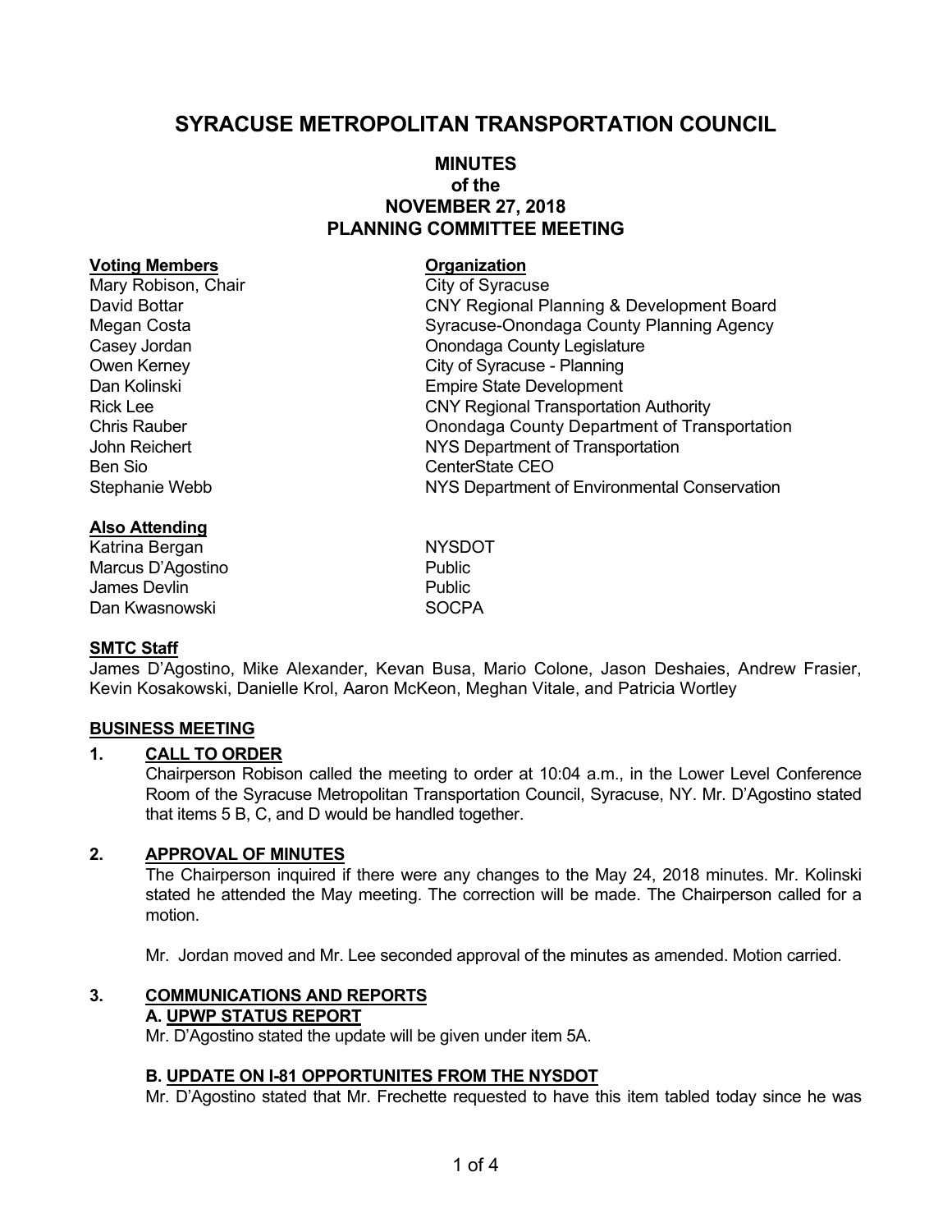# SYRACUSE METROPOLITAN TRANSPORTATION COUNCIL

## MINUTES
## of the
## NOVEMBER 27, 2018
## PLANNING COMMITTEE MEETING

| **Voting Members** | **Organization** |
|---|---|
| Mary Robison, Chair | City of Syracuse |
| David Bottar | CNY Regional Planning & Development Board |
| Megan Costa | Syracuse-Onondaga County Planning Agency |
| Casey Jordan | Onondaga County Legislature |
| Owen Kerney | City of Syracuse - Planning |
| Dan Kolinski | Empire State Development |
| Rick Lee | CNY Regional Transportation Authority |
| Chris Rauber | Onondaga County Department of Transportation |
| John Reichert | NYS Department of Transportation |
| Ben Sio | CenterState CEO |
| Stephanie Webb | NYS Department of Environmental Conservation |

| **Also Attending** | |
|---|---|
| Katrina Bergan | NYSDOT |
| Marcus D'Agostino | Public |
| James Devlin | Public |
| Dan Kwasnowski | SOCPA |

**SMTC Staff**

James D'Agostino, Mike Alexander, Kevan Busa, Mario Colone, Jason Deshaies, Andrew Frasier, Kevin Kosakowski, Danielle Krol, Aaron McKeon, Meghan Vitale, and Patricia Wortley

**BUSINESS MEETING**

**1. CALL TO ORDER**

Chairperson Robison called the meeting to order at 10:04 a.m., in the Lower Level Conference Room of the Syracuse Metropolitan Transportation Council, Syracuse, NY. Mr. D'Agostino stated that items 5 B, C, and D would be handled together.

**2. APPROVAL OF MINUTES**

The Chairperson inquired if there were any changes to the May 24, 2018 minutes. Mr. Kolinski stated he attended the May meeting. The correction will be made. The Chairperson called for a motion.

Mr. Jordan moved and Mr. Lee seconded approval of the minutes as amended. Motion carried.

**3. COMMUNICATIONS AND REPORTS**

**A. UPWP STATUS REPORT**

Mr. D'Agostino stated the update will be given under item 5A.

**B. UPDATE ON I-81 OPPORTUNITES FROM THE NYSDOT**

Mr. D'Agostino stated that Mr. Frechette requested to have this item tabled today since he was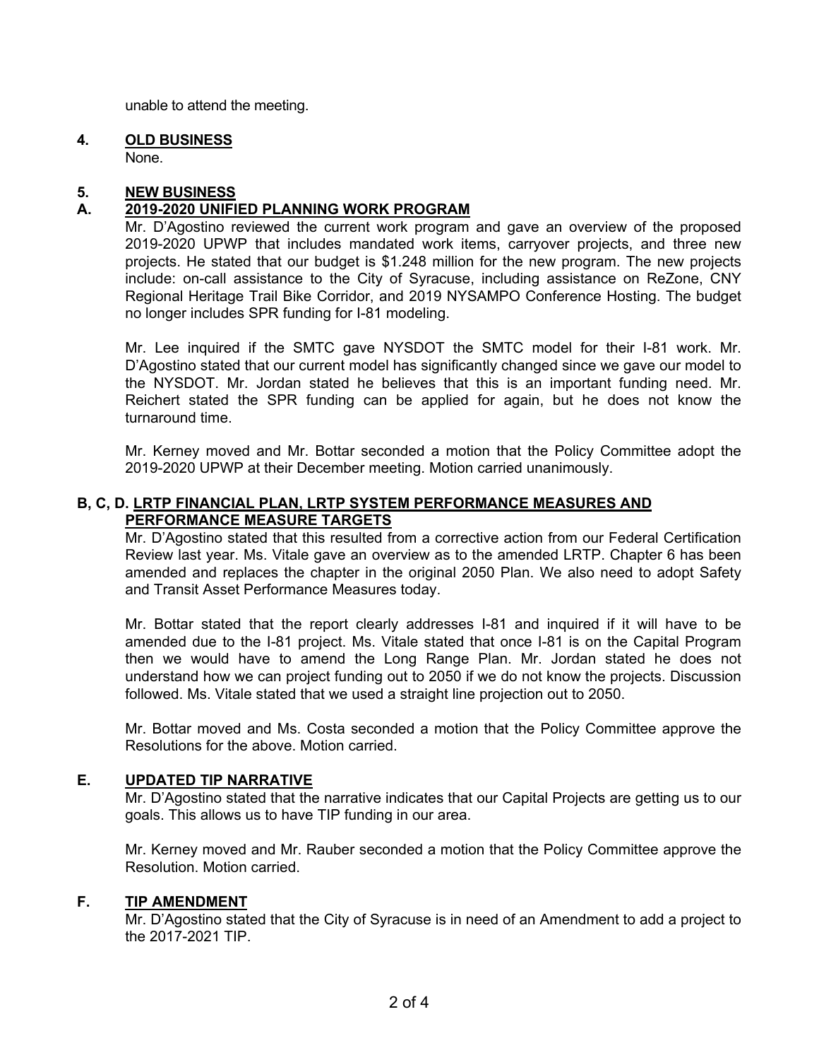unable to attend the meeting.

## 4. OLD BUSINESS

None.

## 5. NEW BUSINESS

### A. 2019-2020 UNIFIED PLANNING WORK PROGRAM

Mr. D'Agostino reviewed the current work program and gave an overview of the proposed 2019-2020 UPWP that includes mandated work items, carryover projects, and three new projects. He stated that our budget is $1.248 million for the new program. The new projects include: on-call assistance to the City of Syracuse, including assistance on ReZone, CNY Regional Heritage Trail Bike Corridor, and 2019 NYSAMPO Conference Hosting. The budget no longer includes SPR funding for I-81 modeling.

Mr. Lee inquired if the SMTC gave NYSDOT the SMTC model for their I-81 work. Mr. D'Agostino stated that our current model has significantly changed since we gave our model to the NYSDOT. Mr. Jordan stated he believes that this is an important funding need. Mr. Reichert stated the SPR funding can be applied for again, but he does not know the turnaround time.

Mr. Kerney moved and Mr. Bottar seconded a motion that the Policy Committee adopt the 2019-2020 UPWP at their December meeting. Motion carried unanimously.

### B, C, D. LRTP FINANCIAL PLAN, LRTP SYSTEM PERFORMANCE MEASURES AND PERFORMANCE MEASURE TARGETS

Mr. D'Agostino stated that this resulted from a corrective action from our Federal Certification Review last year. Ms. Vitale gave an overview as to the amended LRTP. Chapter 6 has been amended and replaces the chapter in the original 2050 Plan. We also need to adopt Safety and Transit Asset Performance Measures today.

Mr. Bottar stated that the report clearly addresses I-81 and inquired if it will have to be amended due to the I-81 project. Ms. Vitale stated that once I-81 is on the Capital Program then we would have to amend the Long Range Plan. Mr. Jordan stated he does not understand how we can project funding out to 2050 if we do not know the projects. Discussion followed. Ms. Vitale stated that we used a straight line projection out to 2050.

Mr. Bottar moved and Ms. Costa seconded a motion that the Policy Committee approve the Resolutions for the above. Motion carried.

### E. UPDATED TIP NARRATIVE

Mr. D'Agostino stated that the narrative indicates that our Capital Projects are getting us to our goals. This allows us to have TIP funding in our area.

Mr. Kerney moved and Mr. Rauber seconded a motion that the Policy Committee approve the Resolution. Motion carried.

### F. TIP AMENDMENT

Mr. D'Agostino stated that the City of Syracuse is in need of an Amendment to add a project to the 2017-2021 TIP.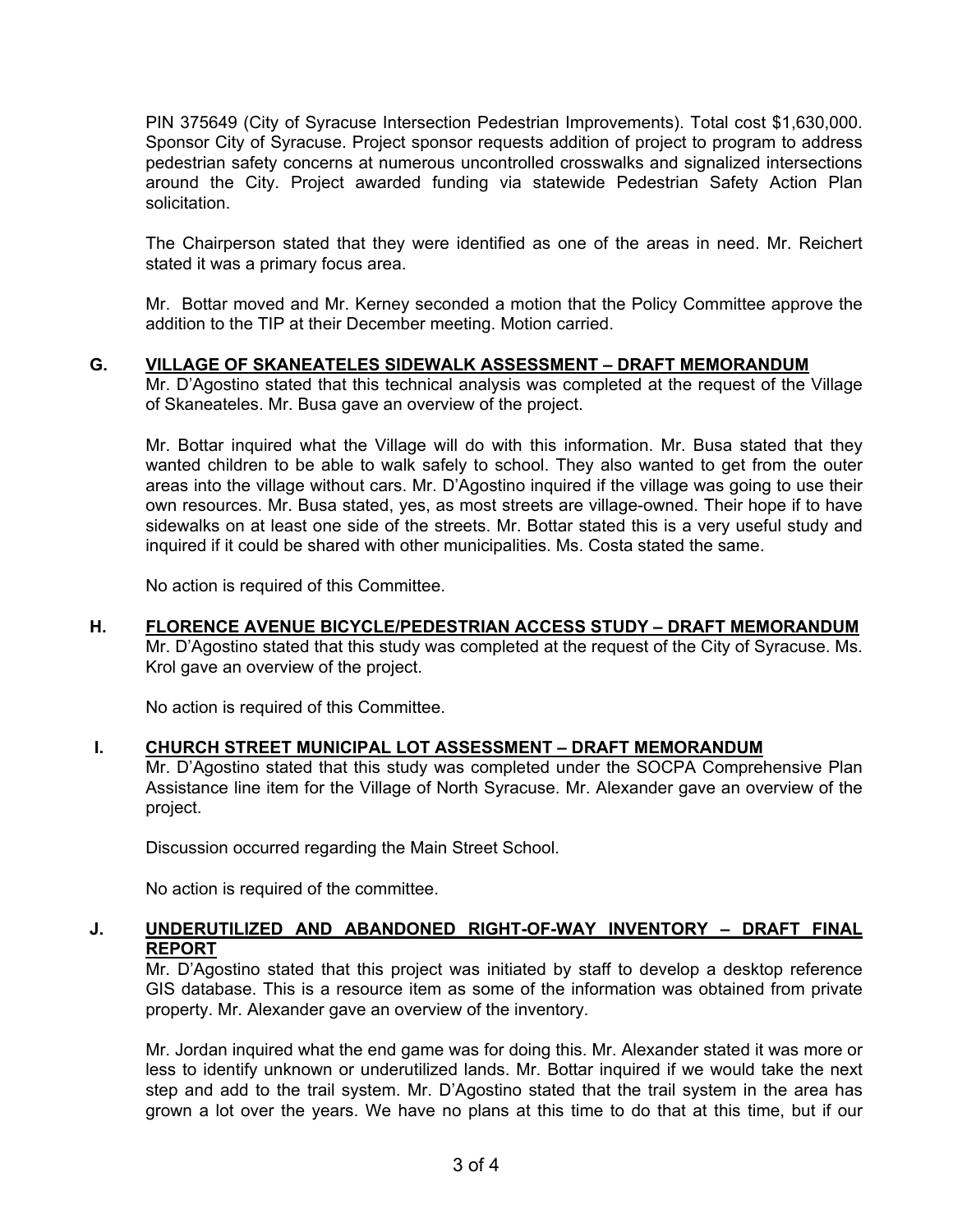PIN 375649 (City of Syracuse Intersection Pedestrian Improvements). Total cost $1,630,000. Sponsor City of Syracuse. Project sponsor requests addition of project to program to address pedestrian safety concerns at numerous uncontrolled crosswalks and signalized intersections around the City. Project awarded funding via statewide Pedestrian Safety Action Plan solicitation.

The Chairperson stated that they were identified as one of the areas in need. Mr. Reichert stated it was a primary focus area.

Mr. Bottar moved and Mr. Kerney seconded a motion that the Policy Committee approve the addition to the TIP at their December meeting. Motion carried.

**G. <u>VILLAGE OF SKANEATELES SIDEWALK ASSESSMENT – DRAFT MEMORANDUM</u>**

Mr. D'Agostino stated that this technical analysis was completed at the request of the Village of Skaneateles. Mr. Busa gave an overview of the project.

Mr. Bottar inquired what the Village will do with this information. Mr. Busa stated that they wanted children to be able to walk safely to school. They also wanted to get from the outer areas into the village without cars. Mr. D'Agostino inquired if the village was going to use their own resources. Mr. Busa stated, yes, as most streets are village-owned. Their hope if to have sidewalks on at least one side of the streets. Mr. Bottar stated this is a very useful study and inquired if it could be shared with other municipalities. Ms. Costa stated the same.

No action is required of this Committee.

**H. <u>FLORENCE AVENUE BICYCLE/PEDESTRIAN ACCESS STUDY – DRAFT MEMORANDUM</u>**

Mr. D'Agostino stated that this study was completed at the request of the City of Syracuse. Ms. Krol gave an overview of the project.

No action is required of this Committee.

**I. <u>CHURCH STREET MUNICIPAL LOT ASSESSMENT – DRAFT MEMORANDUM</u>**

Mr. D'Agostino stated that this study was completed under the SOCPA Comprehensive Plan Assistance line item for the Village of North Syracuse. Mr. Alexander gave an overview of the project.

Discussion occurred regarding the Main Street School.

No action is required of the committee.

**J. <u>UNDERUTILIZED AND ABANDONED RIGHT-OF-WAY INVENTORY – DRAFT FINAL REPORT</u>**

Mr. D'Agostino stated that this project was initiated by staff to develop a desktop reference GIS database. This is a resource item as some of the information was obtained from private property. Mr. Alexander gave an overview of the inventory.

Mr. Jordan inquired what the end game was for doing this. Mr. Alexander stated it was more or less to identify unknown or underutilized lands. Mr. Bottar inquired if we would take the next step and add to the trail system. Mr. D'Agostino stated that the trail system in the area has grown a lot over the years. We have no plans at this time to do that at this time, but if our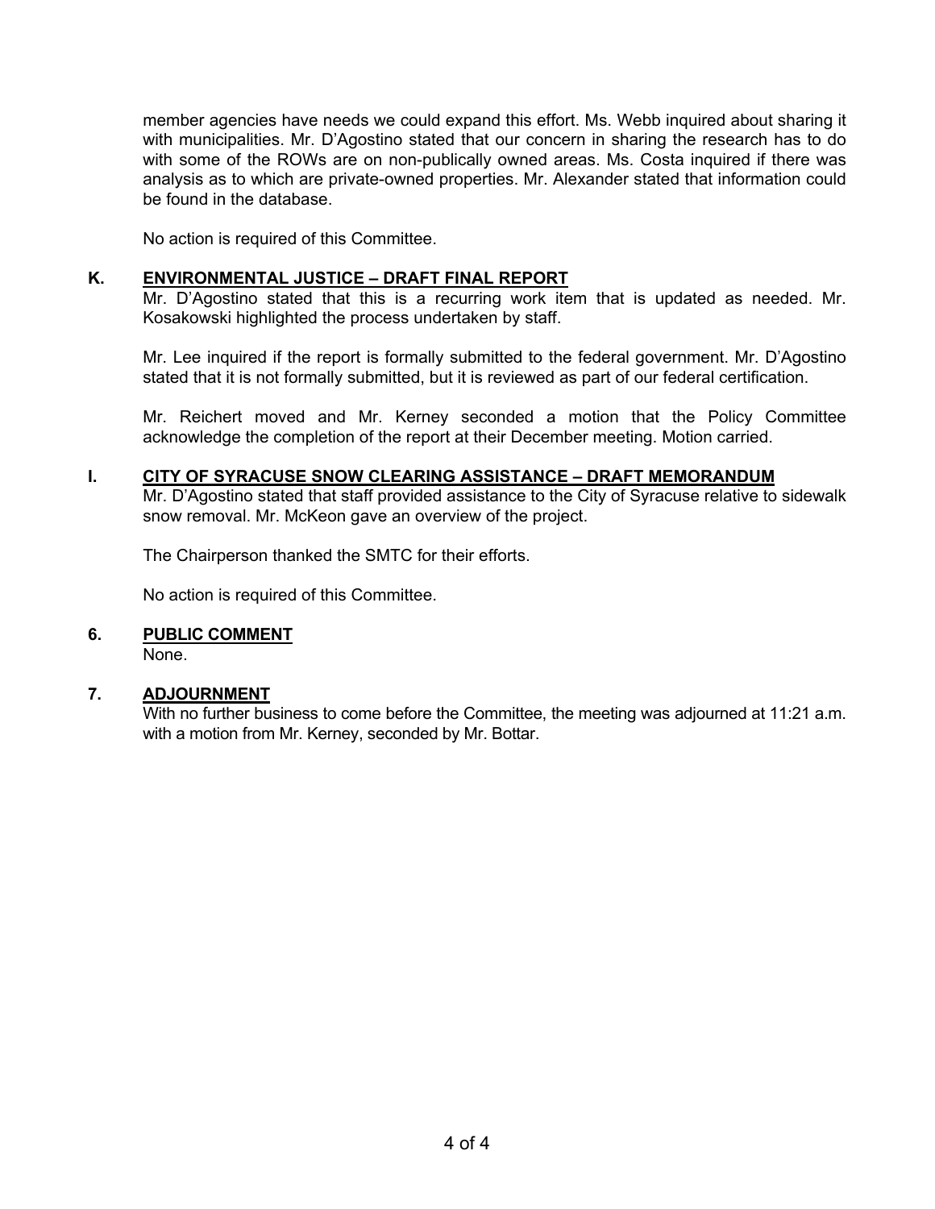member agencies have needs we could expand this effort. Ms. Webb inquired about sharing it with municipalities. Mr. D'Agostino stated that our concern in sharing the research has to do with some of the ROWs are on non-publically owned areas. Ms. Costa inquired if there was analysis as to which are private-owned properties. Mr. Alexander stated that information could be found in the database.

No action is required of this Committee.

### K. ENVIRONMENTAL JUSTICE – DRAFT FINAL REPORT

Mr. D'Agostino stated that this is a recurring work item that is updated as needed. Mr. Kosakowski highlighted the process undertaken by staff.

Mr. Lee inquired if the report is formally submitted to the federal government. Mr. D'Agostino stated that it is not formally submitted, but it is reviewed as part of our federal certification.

Mr. Reichert moved and Mr. Kerney seconded a motion that the Policy Committee acknowledge the completion of the report at their December meeting. Motion carried.

### I. CITY OF SYRACUSE SNOW CLEARING ASSISTANCE – DRAFT MEMORANDUM

Mr. D'Agostino stated that staff provided assistance to the City of Syracuse relative to sidewalk snow removal. Mr. McKeon gave an overview of the project.

The Chairperson thanked the SMTC for their efforts.

No action is required of this Committee.

## 6. PUBLIC COMMENT

None.

## 7. ADJOURNMENT

With no further business to come before the Committee, the meeting was adjourned at 11:21 a.m. with a motion from Mr. Kerney, seconded by Mr. Bottar.